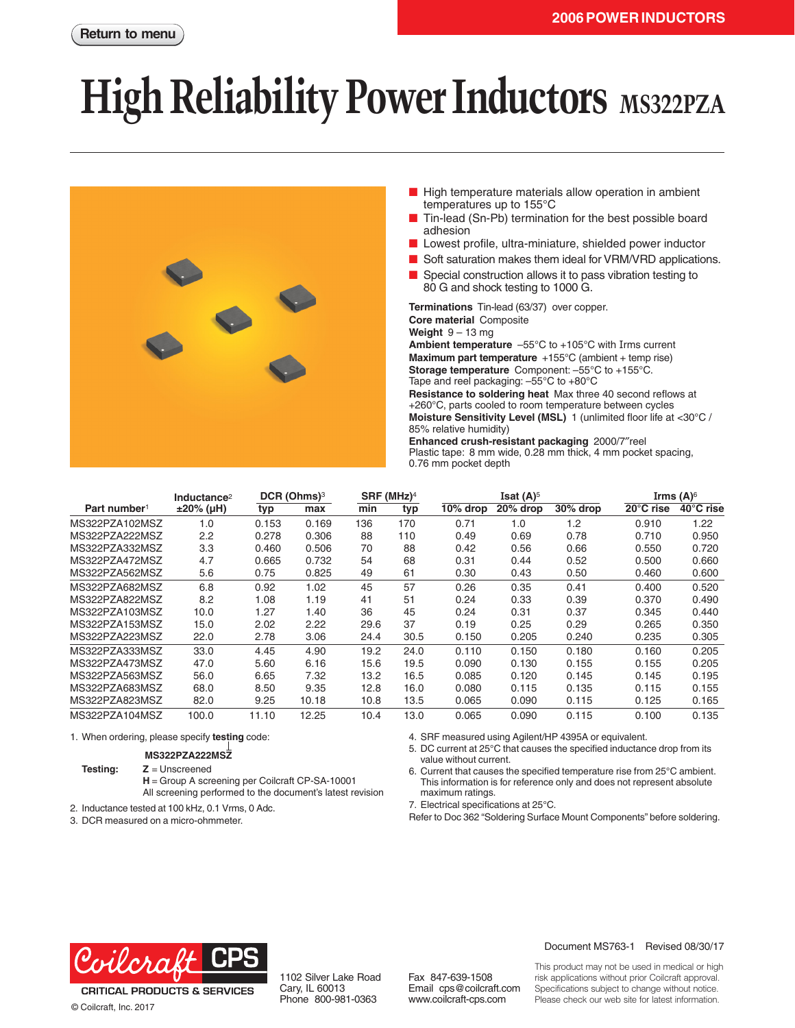# High Reliability Power Inductors MS322PZA

- High temperature materials allow operation in ambient temperatures up to 155°C
- Tin-lead (Sn-Pb) termination for the best possible board adhesion
- Lowest profile, ultra-miniature, shielded power inductor
- Soft saturation makes them ideal for VRM/VRD applications.
- Special construction allows it to pass vibration testing to 80 G and shock testing to 1000 G.

**Terminations** Tin-lead (63/37) over copper.
**Core material** Composite
**Weight** 9 – 13 mg
**Ambient temperature** –55°C to +105°C with Irms current
**Maximum part temperature** +155°C (ambient + temp rise)
**Storage temperature** Component: –55°C to +155°C.
Tape and reel packaging: –55°C to +80°C
**Resistance to soldering heat** Max three 40 second reflows at +260°C, parts cooled to room temperature between cycles
**Moisture Sensitivity Level (MSL)** 1 (unlimited floor life at <30°C / 85% relative humidity)
**Enhanced crush-resistant packaging** 2000/7″reel
Plastic tape: 8 mm wide, 0.28 mm thick, 4 mm pocket spacing, 0.76 mm pocket depth

| Part number[1] | Inductance[2] ±20% (µH) | DCR (Ohms)[3] typ | DCR (Ohms)[3] max | SRF (MHz)[4] min | SRF (MHz)[4] typ | Isat (A)[5] 10% drop | Isat (A)[5] 20% drop | Isat (A)[5] 30% drop | Irms (A)[6] 20°C rise | Irms (A)[6] 40°C rise |
|---|---|---|---|---|---|---|---|---|---|---|
| MS322PZA102MSZ | 1.0 | 0.153 | 0.169 | 136 | 170 | 0.71 | 1.0 | 1.2 | 0.910 | 1.22 |
| MS322PZA222MSZ | 2.2 | 0.278 | 0.306 | 88 | 110 | 0.49 | 0.69 | 0.78 | 0.710 | 0.950 |
| MS322PZA332MSZ | 3.3 | 0.460 | 0.506 | 70 | 88 | 0.42 | 0.56 | 0.66 | 0.550 | 0.720 |
| MS322PZA472MSZ | 4.7 | 0.665 | 0.732 | 54 | 68 | 0.31 | 0.44 | 0.52 | 0.500 | 0.660 |
| MS322PZA562MSZ | 5.6 | 0.75 | 0.825 | 49 | 61 | 0.30 | 0.43 | 0.50 | 0.460 | 0.600 |
| MS322PZA682MSZ | 6.8 | 0.92 | 1.02 | 45 | 57 | 0.26 | 0.35 | 0.41 | 0.400 | 0.520 |
| MS322PZA822MSZ | 8.2 | 1.08 | 1.19 | 41 | 51 | 0.24 | 0.33 | 0.39 | 0.370 | 0.490 |
| MS322PZA103MSZ | 10.0 | 1.27 | 1.40 | 36 | 45 | 0.24 | 0.31 | 0.37 | 0.345 | 0.440 |
| MS322PZA153MSZ | 15.0 | 2.02 | 2.22 | 29.6 | 37 | 0.19 | 0.25 | 0.29 | 0.265 | 0.350 |
| MS322PZA223MSZ | 22.0 | 2.78 | 3.06 | 24.4 | 30.5 | 0.150 | 0.205 | 0.240 | 0.235 | 0.305 |
| MS322PZA333MSZ | 33.0 | 4.45 | 4.90 | 19.2 | 24.0 | 0.110 | 0.150 | 0.180 | 0.160 | 0.205 |
| MS322PZA473MSZ | 47.0 | 5.60 | 6.16 | 15.6 | 19.5 | 0.090 | 0.130 | 0.155 | 0.155 | 0.205 |
| MS322PZA563MSZ | 56.0 | 6.65 | 7.32 | 13.2 | 16.5 | 0.085 | 0.120 | 0.145 | 0.145 | 0.195 |
| MS322PZA683MSZ | 68.0 | 8.50 | 9.35 | 12.8 | 16.0 | 0.080 | 0.115 | 0.135 | 0.115 | 0.155 |
| MS322PZA823MSZ | 82.0 | 9.25 | 10.18 | 10.8 | 13.5 | 0.065 | 0.090 | 0.115 | 0.125 | 0.165 |
| MS322PZA104MSZ | 100.0 | 11.10 | 12.25 | 10.4 | 13.0 | 0.065 | 0.090 | 0.115 | 0.100 | 0.135 |

1. When ordering, please specify **testing** code:

   **MS322PZA222MSZ**

   **Testing:** **Z** = Unscreened
   **H** = Group A screening per Coilcraft CP-SA-10001
   All screening performed to the document's latest revision
2. Inductance tested at 100 kHz, 0.1 Vrms, 0 Adc.
3. DCR measured on a micro-ohmmeter.
4. SRF measured using Agilent/HP 4395A or equivalent.
5. DC current at 25°C that causes the specified inductance drop from its value without current.
6. Current that causes the specified temperature rise from 25°C ambient. This information is for reference only and does not represent absolute maximum ratings.
7. Electrical specifications at 25°C.

Refer to Doc 362 "Soldering Surface Mount Components" before soldering.

Coilcraft CPS
CRITICAL PRODUCTS & SERVICES
© Coilcraft, Inc. 2017

1102 Silver Lake Road
Cary, IL 60013
Phone 800-981-0363

Fax 847-639-1508
Email cps@coilcraft.com
www.coilcraft-cps.com

Document MS763-1 Revised 08/30/17

This product may not be used in medical or high risk applications without prior Coilcraft approval. Specifications subject to change without notice. Please check our web site for latest information.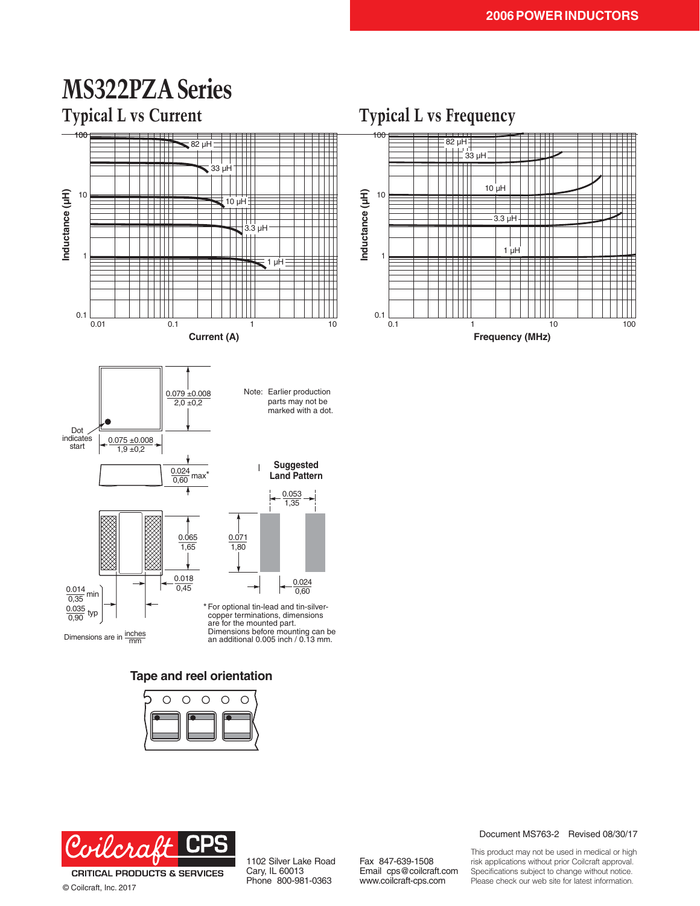# MS322PZA Series

## Typical L vs Current

Inductance (µH)

100

10

1

0.1

0.01 0.1 1 10

Current (A)

82 µH

33 µH

10 µH

3.3 µH

1 µH

## Typical L vs Frequency

Inductance (µH)

100

10

1

0.1

0.1 1 10 100

Frequency (MHz)

82 µH

33 µH

10 µH

3.3 µH

1 µH

0.079 ±0.008
2,0 ±0,2

Note: Earlier production parts may not be marked with a dot.

Dot indicates start

0.075 ±0.008
1,9 ±0,2

0.024
0,60 max*

**Suggested Land Pattern**

0.053
1,35

0.065
1,65

0.071
1,80

0.018
0,45

0.024
0,60

0.014
0,35 min

0.035
0,90 typ

Dimensions are in inches / mm

* For optional tin-lead and tin-silver-copper terminations, dimensions are for the mounted part. Dimensions before mounting can be an additional 0.005 inch / 0.13 mm.

## Tape and reel orientation

Coilcraft CPS
CRITICAL PRODUCTS & SERVICES

© Coilcraft, Inc. 2017

1102 Silver Lake Road
Cary, IL 60013
Phone 800-981-0363

Fax 847-639-1508
Email cps@coilcraft.com
www.coilcraft-cps.com

Document MS763-2 Revised 08/30/17

This product may not be used in medical or high risk applications without prior Coilcraft approval. Specifications subject to change without notice. Please check our web site for latest information.